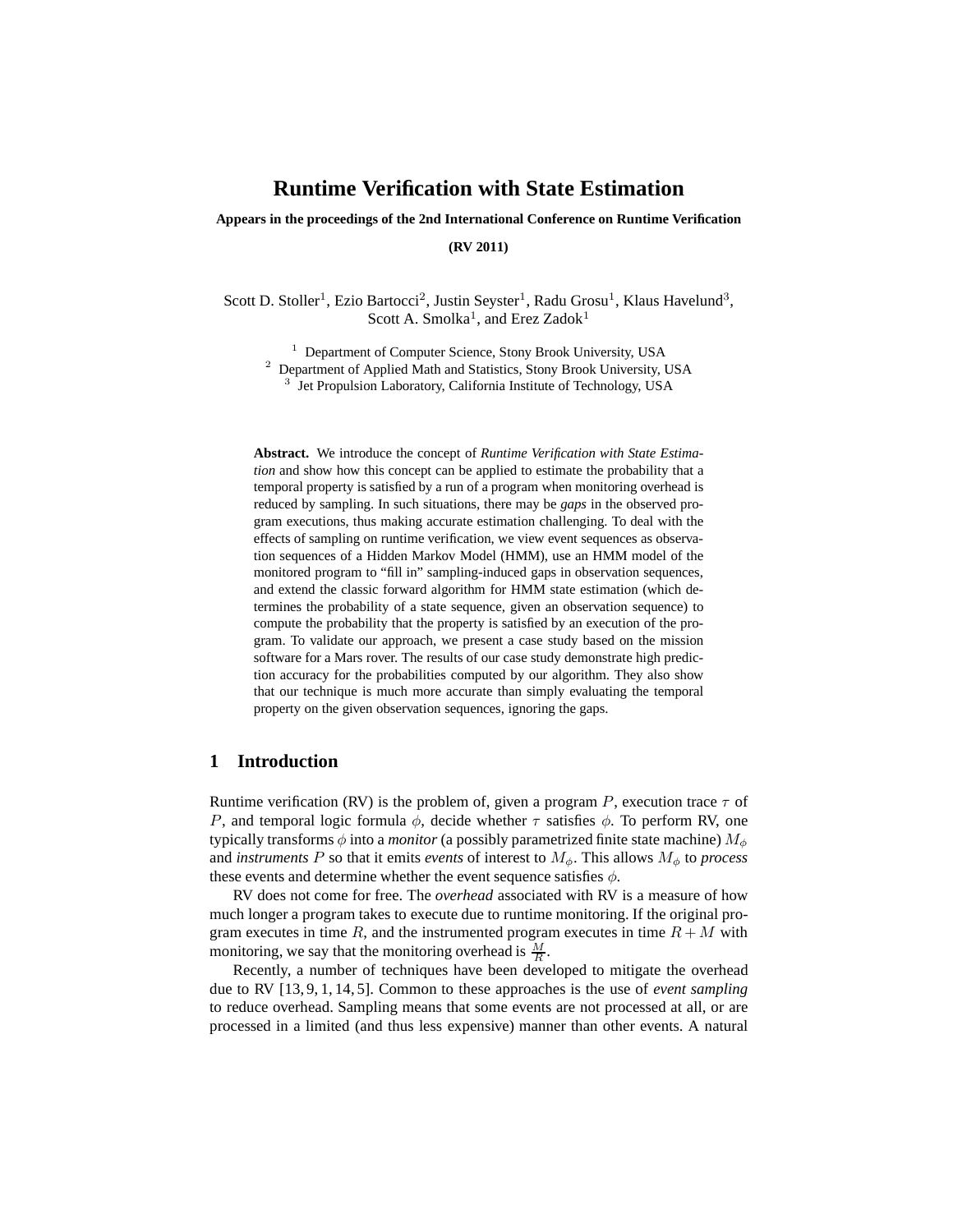# Runtime Verification with State Estimation

**Appears in the proceedings of the 2nd International Conference on Runtime Verification**

**(RV 2011)**

Scott D. Stoller[1], Ezio Bartocci[2], Justin Seyster[1], Radu Grosu[1], Klaus Havelund[3], Scott A. Smolka[1], and Erez Zadok[1]

[1] Department of Computer Science, Stony Brook University, USA
[2] Department of Applied Math and Statistics, Stony Brook University, USA
[3] Jet Propulsion Laboratory, California Institute of Technology, USA

**Abstract.** We introduce the concept of *Runtime Verification with State Estimation* and show how this concept can be applied to estimate the probability that a temporal property is satisfied by a run of a program when monitoring overhead is reduced by sampling. In such situations, there may be *gaps* in the observed program executions, thus making accurate estimation challenging. To deal with the effects of sampling on runtime verification, we view event sequences as observation sequences of a Hidden Markov Model (HMM), use an HMM model of the monitored program to "fill in" sampling-induced gaps in observation sequences, and extend the classic forward algorithm for HMM state estimation (which determines the probability of a state sequence, given an observation sequence) to compute the probability that the property is satisfied by an execution of the program. To validate our approach, we present a case study based on the mission software for a Mars rover. The results of our case study demonstrate high prediction accuracy for the probabilities computed by our algorithm. They also show that our technique is much more accurate than simply evaluating the temporal property on the given observation sequences, ignoring the gaps.

## 1 Introduction

Runtime verification (RV) is the problem of, given a program $P$, execution trace $\tau$ of $P$, and temporal logic formula $\phi$, decide whether $\tau$ satisfies $\phi$. To perform RV, one typically transforms $\phi$ into a *monitor* (a possibly parametrized finite state machine) $M_\phi$ and *instruments* $P$ so that it emits *events* of interest to $M_\phi$. This allows $M_\phi$ to *process* these events and determine whether the event sequence satisfies $\phi$.

RV does not come for free. The *overhead* associated with RV is a measure of how much longer a program takes to execute due to runtime monitoring. If the original program executes in time $R$, and the instrumented program executes in time $R + M$ with monitoring, we say that the monitoring overhead is $\frac{M}{R}$.

Recently, a number of techniques have been developed to mitigate the overhead due to RV [13, 9, 1, 14, 5]. Common to these approaches is the use of *event sampling* to reduce overhead. Sampling means that some events are not processed at all, or are processed in a limited (and thus less expensive) manner than other events. A natural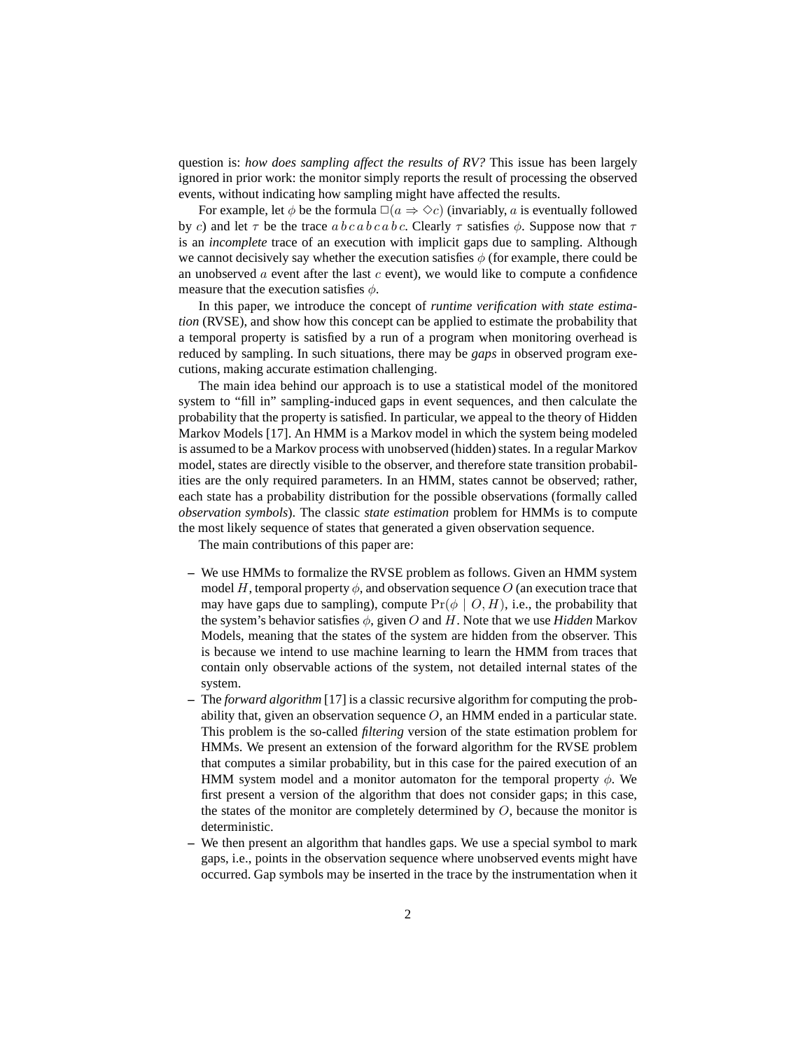question is: *how does sampling affect the results of RV?* This issue has been largely ignored in prior work: the monitor simply reports the result of processing the observed events, without indicating how sampling might have affected the results.

For example, let $\phi$ be the formula $\Box(a \Rightarrow \Diamond c)$ (invariably, $a$ is eventually followed by $c$) and let $\tau$ be the trace $a\,b\,c\,a\,b\,c\,a\,b\,c$. Clearly $\tau$ satisfies $\phi$. Suppose now that $\tau$ is an *incomplete* trace of an execution with implicit gaps due to sampling. Although we cannot decisively say whether the execution satisfies $\phi$ (for example, there could be an unobserved $a$ event after the last $c$ event), we would like to compute a confidence measure that the execution satisfies $\phi$.

In this paper, we introduce the concept of *runtime verification with state estimation* (RVSE), and show how this concept can be applied to estimate the probability that a temporal property is satisfied by a run of a program when monitoring overhead is reduced by sampling. In such situations, there may be *gaps* in observed program executions, making accurate estimation challenging.

The main idea behind our approach is to use a statistical model of the monitored system to "fill in" sampling-induced gaps in event sequences, and then calculate the probability that the property is satisfied. In particular, we appeal to the theory of Hidden Markov Models [17]. An HMM is a Markov model in which the system being modeled is assumed to be a Markov process with unobserved (hidden) states. In a regular Markov model, states are directly visible to the observer, and therefore state transition probabilities are the only required parameters. In an HMM, states cannot be observed; rather, each state has a probability distribution for the possible observations (formally called *observation symbols*). The classic *state estimation* problem for HMMs is to compute the most likely sequence of states that generated a given observation sequence.

The main contributions of this paper are:

- We use HMMs to formalize the RVSE problem as follows. Given an HMM system model $H$, temporal property $\phi$, and observation sequence $O$ (an execution trace that may have gaps due to sampling), compute $\Pr(\phi \mid O, H)$, i.e., the probability that the system's behavior satisfies $\phi$, given $O$ and $H$. Note that we use *Hidden* Markov Models, meaning that the states of the system are hidden from the observer. This is because we intend to use machine learning to learn the HMM from traces that contain only observable actions of the system, not detailed internal states of the system.
- The *forward algorithm* [17] is a classic recursive algorithm for computing the probability that, given an observation sequence $O$, an HMM ended in a particular state. This problem is the so-called *filtering* version of the state estimation problem for HMMs. We present an extension of the forward algorithm for the RVSE problem that computes a similar probability, but in this case for the paired execution of an HMM system model and a monitor automaton for the temporal property $\phi$. We first present a version of the algorithm that does not consider gaps; in this case, the states of the monitor are completely determined by $O$, because the monitor is deterministic.
- We then present an algorithm that handles gaps. We use a special symbol to mark gaps, i.e., points in the observation sequence where unobserved events might have occurred. Gap symbols may be inserted in the trace by the instrumentation when it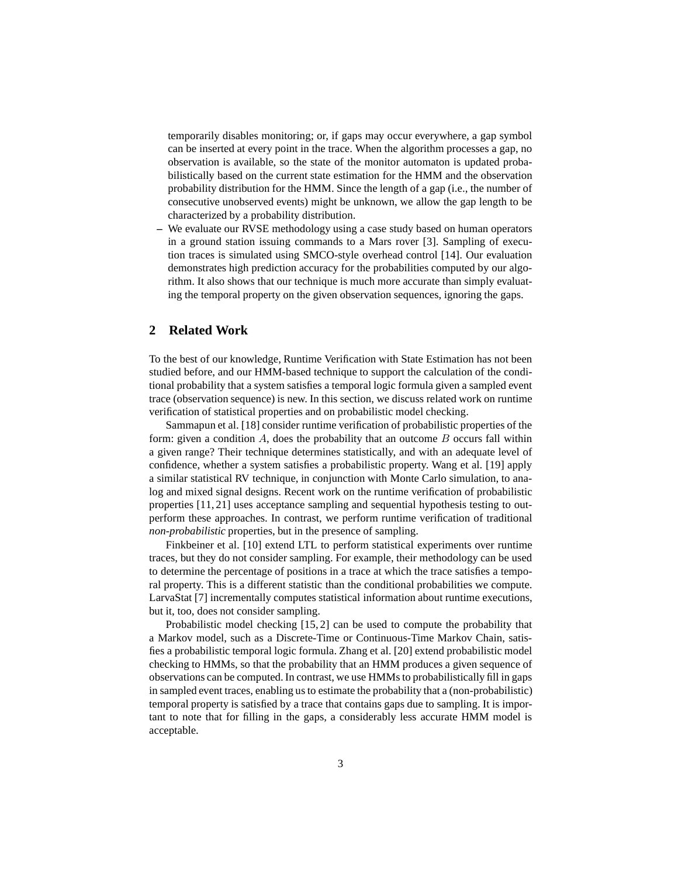temporarily disables monitoring; or, if gaps may occur everywhere, a gap symbol can be inserted at every point in the trace. When the algorithm processes a gap, no observation is available, so the state of the monitor automaton is updated probabilistically based on the current state estimation for the HMM and the observation probability distribution for the HMM. Since the length of a gap (i.e., the number of consecutive unobserved events) might be unknown, we allow the gap length to be characterized by a probability distribution.

- We evaluate our RVSE methodology using a case study based on human operators in a ground station issuing commands to a Mars rover [3]. Sampling of execution traces is simulated using SMCO-style overhead control [14]. Our evaluation demonstrates high prediction accuracy for the probabilities computed by our algorithm. It also shows that our technique is much more accurate than simply evaluating the temporal property on the given observation sequences, ignoring the gaps.

## 2 Related Work

To the best of our knowledge, Runtime Verification with State Estimation has not been studied before, and our HMM-based technique to support the calculation of the conditional probability that a system satisfies a temporal logic formula given a sampled event trace (observation sequence) is new. In this section, we discuss related work on runtime verification of statistical properties and on probabilistic model checking.

Sammapun et al. [18] consider runtime verification of probabilistic properties of the form: given a condition $A$, does the probability that an outcome $B$ occurs fall within a given range? Their technique determines statistically, and with an adequate level of confidence, whether a system satisfies a probabilistic property. Wang et al. [19] apply a similar statistical RV technique, in conjunction with Monte Carlo simulation, to analog and mixed signal designs. Recent work on the runtime verification of probabilistic properties [11, 21] uses acceptance sampling and sequential hypothesis testing to outperform these approaches. In contrast, we perform runtime verification of traditional *non-probabilistic* properties, but in the presence of sampling.

Finkbeiner et al. [10] extend LTL to perform statistical experiments over runtime traces, but they do not consider sampling. For example, their methodology can be used to determine the percentage of positions in a trace at which the trace satisfies a temporal property. This is a different statistic than the conditional probabilities we compute. LarvaStat [7] incrementally computes statistical information about runtime executions, but it, too, does not consider sampling.

Probabilistic model checking [15, 2] can be used to compute the probability that a Markov model, such as a Discrete-Time or Continuous-Time Markov Chain, satisfies a probabilistic temporal logic formula. Zhang et al. [20] extend probabilistic model checking to HMMs, so that the probability that an HMM produces a given sequence of observations can be computed. In contrast, we use HMMs to probabilistically fill in gaps in sampled event traces, enabling us to estimate the probability that a (non-probabilistic) temporal property is satisfied by a trace that contains gaps due to sampling. It is important to note that for filling in the gaps, a considerably less accurate HMM model is acceptable.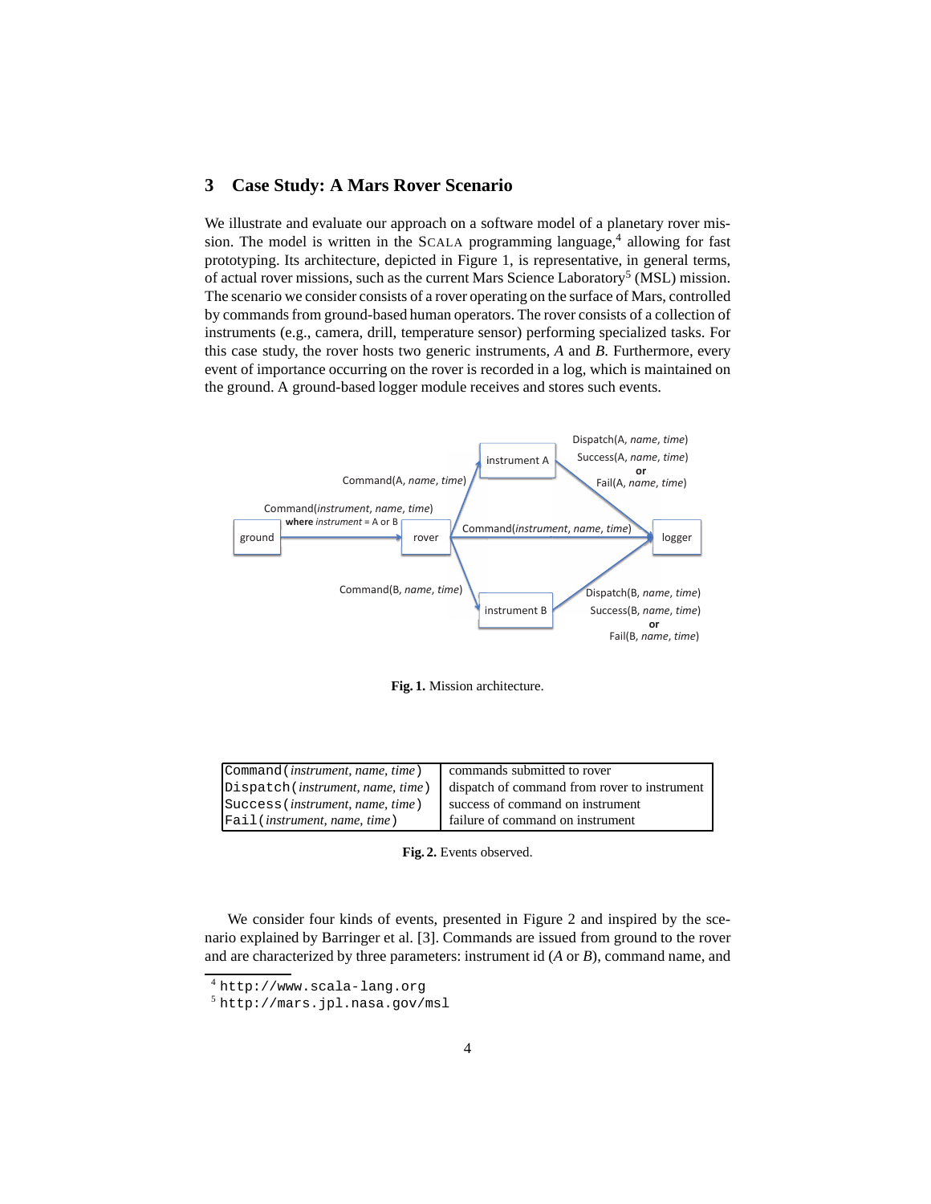## 3 Case Study: A Mars Rover Scenario

We illustrate and evaluate our approach on a software model of a planetary rover mission. The model is written in the SCALA programming language,[4] allowing for fast prototyping. Its architecture, depicted in Figure 1, is representative, in general terms, of actual rover missions, such as the current Mars Science Laboratory[5] (MSL) mission. The scenario we consider consists of a rover operating on the surface of Mars, controlled by commands from ground-based human operators. The rover consists of a collection of instruments (e.g., camera, drill, temperature sensor) performing specialized tasks. For this case study, the rover hosts two generic instruments, *A* and *B*. Furthermore, every event of importance occurring on the rover is recorded in a log, which is maintained on the ground. A ground-based logger module receives and stores such events.

ground

rover

instrument A

instrument B

logger

Command(*instrument*, *name*, *time*)
**where** *instrument* = A or B

Command(A, *name*, *time*)

Command(B, *name*, *time*)

Command(*instrument*, *name*, *time*)

Dispatch(A, *name*, *time*)
Success(A, *name*, *time*)
**or**
Fail(A, *name*, *time*)

Dispatch(B, *name*, *time*)
Success(B, *name*, *time*)
**or**
Fail(B, *name*, *time*)

**Fig. 1.** Mission architecture.

| | |
|---|---|
| `Command(`*instrument, name, time*`)` | commands submitted to rover |
| `Dispatch(`*instrument, name, time*`)` | dispatch of command from rover to instrument |
| `Success(`*instrument, name, time*`)` | success of command on instrument |
| `Fail(`*instrument, name, time*`)` | failure of command on instrument |

**Fig. 2.** Events observed.

We consider four kinds of events, presented in Figure 2 and inspired by the scenario explained by Barringer et al. [3]. Commands are issued from ground to the rover and are characterized by three parameters: instrument id (*A* or *B*), command name, and

---

[4] `http://www.scala-lang.org`

[5] `http://mars.jpl.nasa.gov/msl`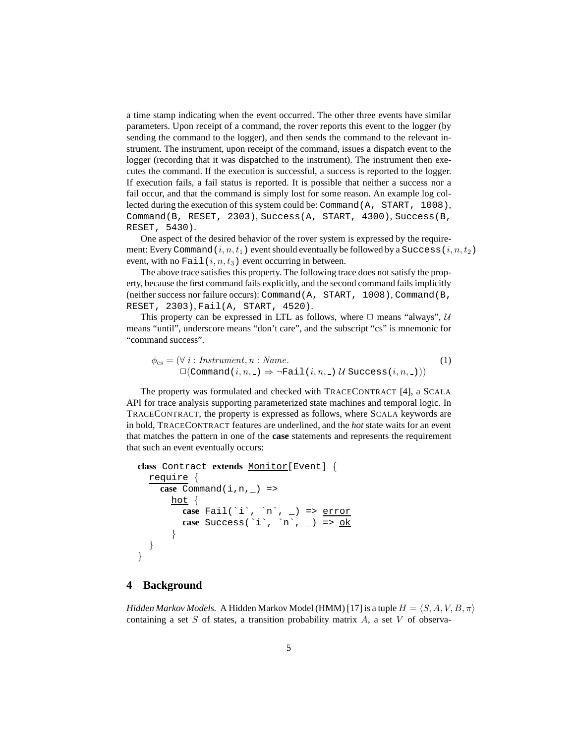a time stamp indicating when the event occurred. The other three events have similar parameters. Upon receipt of a command, the rover reports this event to the logger (by sending the command to the logger), and then sends the command to the relevant instrument. The instrument, upon receipt of the command, issues a dispatch event to the logger (recording that it was dispatched to the instrument). The instrument then executes the command. If the execution is successful, a success is reported to the logger. If execution fails, a fail status is reported. It is possible that neither a success nor a fail occur, and that the command is simply lost for some reason. An example log collected during the execution of this system could be: `Command(A, START, 1008)`, `Command(B, RESET, 2303)`, `Success(A, START, 4300)`, `Success(B, RESET, 5430)`.

One aspect of the desired behavior of the rover system is expressed by the requirement: Every $\texttt{Command(}i, n, t_1\texttt{)}$ event should eventually be followed by a $\texttt{Success(}i, n, t_2\texttt{)}$ event, with no $\texttt{Fail(}i, n, t_3\texttt{)}$ event occurring in between.

The above trace satisfies this property. The following trace does not satisfy the property, because the first command fails explicitly, and the second command fails implicitly (neither success nor failure occurs): `Command(A, START, 1008)`, `Command(B, RESET, 2303)`, `Fail(A, START, 4520)`.

This property can be expressed in LTL as follows, where $\Box$ means "always", $\mathcal{U}$ means "until", underscore means "don't care", and the subscript "cs" is mnemonic for "command success".

$$\phi_{\text{cs}} = (\forall\ i : \mathit{Instrument}, n : \mathit{Name}.\\ \quad \Box(\texttt{Command(}i, n, \_\texttt{)} \Rightarrow \neg\texttt{Fail(}i, n, \_\texttt{)}\ \mathcal{U}\ \texttt{Success(}i, n, \_\texttt{)})) \tag{1}$$

The property was formulated and checked with TraceContract [4], a Scala API for trace analysis supporting parameterized state machines and temporal logic. In TraceContract, the property is expressed as follows, where Scala keywords are in bold, TraceContract features are underlined, and the *hot* state waits for an event that matches the pattern in one of the **case** statements and represents the requirement that such an event eventually occurs:

```
class Contract extends Monitor[Event] {
  require {
    case Command(i,n,_) =>
      hot {
        case Fail(`i`, `n`, _) => error
        case Success(`i`, `n`, _) => ok
      }
  }
}
```

## 4 Background

*Hidden Markov Models.* A Hidden Markov Model (HMM) [17] is a tuple $H = \langle S, A, V, B, \pi \rangle$ containing a set $S$ of states, a transition probability matrix $A$, a set $V$ of observa-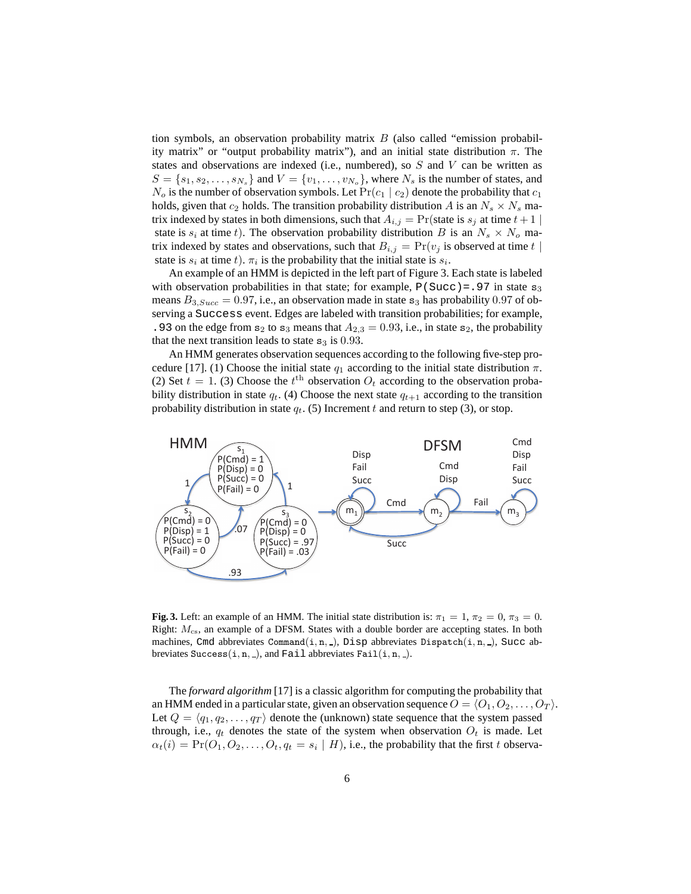tion symbols, an observation probability matrix $B$ (also called "emission probability matrix" or "output probability matrix"), and an initial state distribution $\pi$. The states and observations are indexed (i.e., numbered), so $S$ and $V$ can be written as $S = \{s_1, s_2, \ldots, s_{N_s}\}$ and $V = \{v_1, \ldots, v_{N_o}\}$, where $N_s$ is the number of states, and $N_o$ is the number of observation symbols. Let $\Pr(c_1 \mid c_2)$ denote the probability that $c_1$ holds, given that $c_2$ holds. The transition probability distribution $A$ is an $N_s \times N_s$ matrix indexed by states in both dimensions, such that $A_{i,j} = \Pr(\text{state is } s_j \text{ at time } t+1 \mid \text{state is } s_i \text{ at time } t)$. The observation probability distribution $B$ is an $N_s \times N_o$ matrix indexed by states and observations, such that $B_{i,j} = \Pr(v_j \text{ is observed at time } t \mid \text{state is } s_i \text{ at time } t)$. $\pi_i$ is the probability that the initial state is $s_i$.

An example of an HMM is depicted in the left part of Figure 3. Each state is labeled with observation probabilities in that state; for example, `P(Succ)=.97` in state $\mathtt{s}_3$ means $B_{3,Succ} = 0.97$, i.e., an observation made in state $\mathtt{s}_3$ has probability $0.97$ of observing a `Success` event. Edges are labeled with transition probabilities; for example, `.93` on the edge from $\mathtt{s}_2$ to $\mathtt{s}_3$ means that $A_{2,3} = 0.93$, i.e., in state $\mathtt{s}_2$, the probability that the next transition leads to state $\mathtt{s}_3$ is $0.93$.

An HMM generates observation sequences according to the following five-step procedure [17]. (1) Choose the initial state $q_1$ according to the initial state distribution $\pi$. (2) Set $t = 1$. (3) Choose the $t^{\text{th}}$ observation $O_t$ according to the observation probability distribution in state $q_t$. (4) Choose the next state $q_{t+1}$ according to the transition probability distribution in state $q_t$. (5) Increment $t$ and return to step (3), or stop.

HMM

$s_1$: P(Cmd) = 1, P(Disp) = 0, P(Succ) = 0, P(Fail) = 0

$s_2$: P(Cmd) = 0, P(Disp) = 1, P(Succ) = 0, P(Fail) = 0

$s_3$: P(Cmd) = 0, P(Disp) = 0, P(Succ) = .97, P(Fail) = .03

1, 1, .07, .93

DFSM

$m_1$, $m_2$, $m_3$

Disp Fail Succ, Cmd, Cmd Disp, Fail, Cmd Disp Fail Succ, Succ

**Fig. 3.** Left: an example of an HMM. The initial state distribution is: $\pi_1 = 1$, $\pi_2 = 0$, $\pi_3 = 0$. Right: $M_{cs}$, an example of a DFSM. States with a double border are accepting states. In both machines, `Cmd` abbreviates `Command(i, n, _)`, `Disp` abbreviates `Dispatch(i, n, _)`, `Succ` abbreviates `Success(i, n, _)`, and `Fail` abbreviates `Fail(i, n, _)`.

The *forward algorithm* [17] is a classic algorithm for computing the probability that an HMM ended in a particular state, given an observation sequence $O = \langle O_1, O_2, \ldots, O_T \rangle$. Let $Q = \langle q_1, q_2, \ldots, q_T \rangle$ denote the (unknown) state sequence that the system passed through, i.e., $q_t$ denotes the state of the system when observation $O_t$ is made. Let $\alpha_t(i) = \Pr(O_1, O_2, \ldots, O_t, q_t = s_i \mid H)$, i.e., the probability that the first $t$ observa-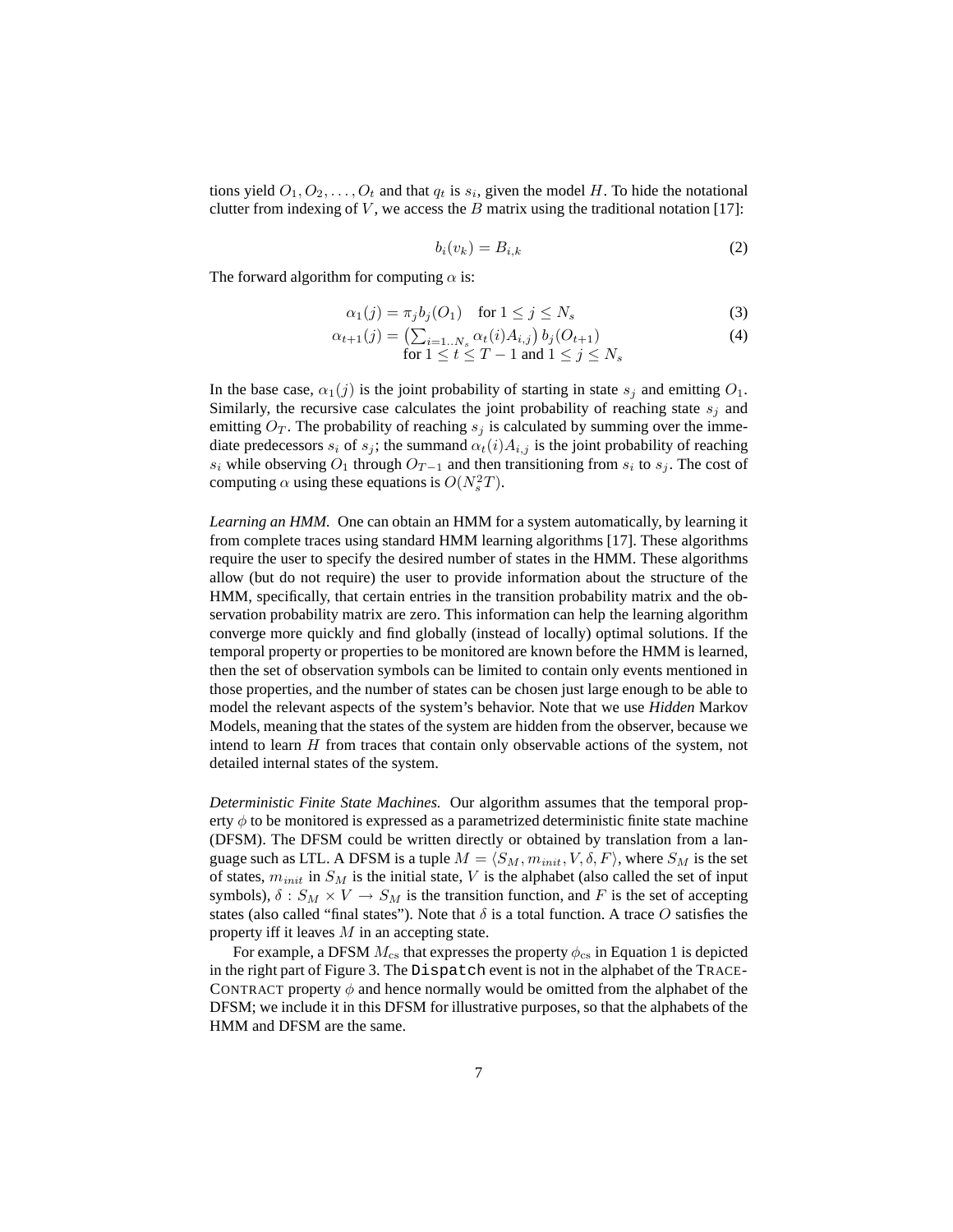tions yield $O_1, O_2, \ldots, O_t$ and that $q_t$ is $s_i$, given the model $H$. To hide the notational clutter from indexing of $V$, we access the $B$ matrix using the traditional notation [17]:

$$b_i(v_k) = B_{i,k} \tag{2}$$

The forward algorithm for computing $\alpha$ is:

$$\alpha_1(j) = \pi_j b_j(O_1) \quad \text{for } 1 \leq j \leq N_s \tag{3}$$

$$\alpha_{t+1}(j) = \left(\sum_{i=1..N_s} \alpha_t(i) A_{i,j}\right) b_j(O_{t+1}) \tag{4}$$
$$\text{for } 1 \leq t \leq T-1 \text{ and } 1 \leq j \leq N_s$$

In the base case, $\alpha_1(j)$ is the joint probability of starting in state $s_j$ and emitting $O_1$. Similarly, the recursive case calculates the joint probability of reaching state $s_j$ and emitting $O_T$. The probability of reaching $s_j$ is calculated by summing over the immediate predecessors $s_i$ of $s_j$; the summand $\alpha_t(i)A_{i,j}$ is the joint probability of reaching $s_i$ while observing $O_1$ through $O_{T-1}$ and then transitioning from $s_i$ to $s_j$. The cost of computing $\alpha$ using these equations is $O(N_s^2 T)$.

*Learning an HMM.* One can obtain an HMM for a system automatically, by learning it from complete traces using standard HMM learning algorithms [17]. These algorithms require the user to specify the desired number of states in the HMM. These algorithms allow (but do not require) the user to provide information about the structure of the HMM, specifically, that certain entries in the transition probability matrix and the observation probability matrix are zero. This information can help the learning algorithm converge more quickly and find globally (instead of locally) optimal solutions. If the temporal property or properties to be monitored are known before the HMM is learned, then the set of observation symbols can be limited to contain only events mentioned in those properties, and the number of states can be chosen just large enough to be able to model the relevant aspects of the system's behavior. Note that we use *Hidden* Markov Models, meaning that the states of the system are hidden from the observer, because we intend to learn $H$ from traces that contain only observable actions of the system, not detailed internal states of the system.

*Deterministic Finite State Machines.* Our algorithm assumes that the temporal property $\phi$ to be monitored is expressed as a parametrized deterministic finite state machine (DFSM). The DFSM could be written directly or obtained by translation from a language such as LTL. A DFSM is a tuple $M = \langle S_M, m_{init}, V, \delta, F \rangle$, where $S_M$ is the set of states, $m_{init}$ in $S_M$ is the initial state, $V$ is the alphabet (also called the set of input symbols), $\delta : S_M \times V \to S_M$ is the transition function, and $F$ is the set of accepting states (also called "final states"). Note that $\delta$ is a total function. A trace $O$ satisfies the property iff it leaves $M$ in an accepting state.

For example, a DFSM $M_{\text{cs}}$ that expresses the property $\phi_{\text{cs}}$ in Equation 1 is depicted in the right part of Figure 3. The `Dispatch` event is not in the alphabet of the TRACE-CONTRACT property $\phi$ and hence normally would be omitted from the alphabet of the DFSM; we include it in this DFSM for illustrative purposes, so that the alphabets of the HMM and DFSM are the same.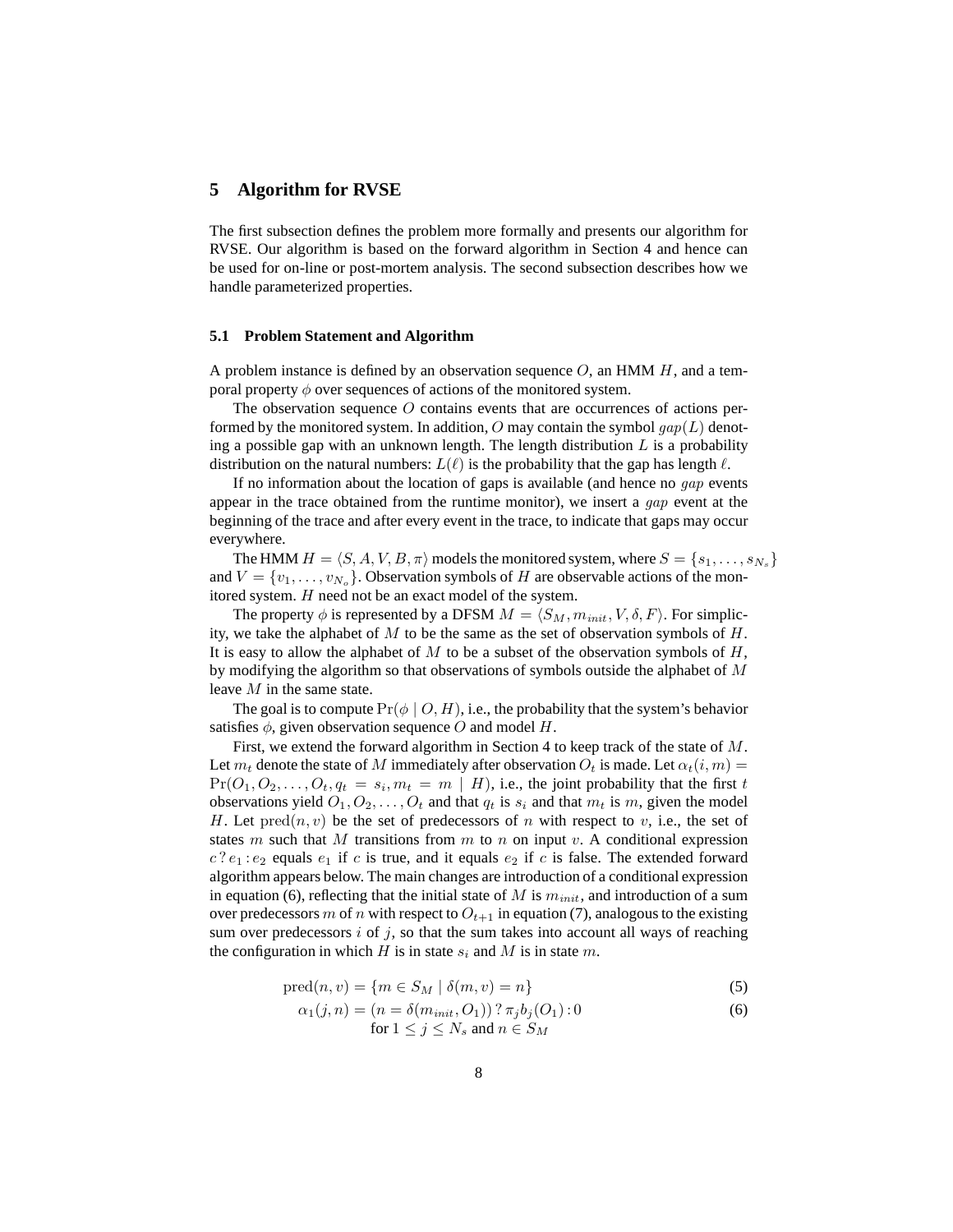## 5 Algorithm for RVSE

The first subsection defines the problem more formally and presents our algorithm for RVSE. Our algorithm is based on the forward algorithm in Section 4 and hence can be used for on-line or post-mortem analysis. The second subsection describes how we handle parameterized properties.

### 5.1 Problem Statement and Algorithm

A problem instance is defined by an observation sequence $O$, an HMM $H$, and a temporal property $\phi$ over sequences of actions of the monitored system.

The observation sequence $O$ contains events that are occurrences of actions performed by the monitored system. In addition, $O$ may contain the symbol $gap(L)$ denoting a possible gap with an unknown length. The length distribution $L$ is a probability distribution on the natural numbers: $L(\ell)$ is the probability that the gap has length $\ell$.

If no information about the location of gaps is available (and hence no $gap$ events appear in the trace obtained from the runtime monitor), we insert a $gap$ event at the beginning of the trace and after every event in the trace, to indicate that gaps may occur everywhere.

The HMM $H = \langle S, A, V, B, \pi \rangle$ models the monitored system, where $S = \{s_1, \ldots, s_{N_s}\}$ and $V = \{v_1, \ldots, v_{N_o}\}$. Observation symbols of $H$ are observable actions of the monitored system. $H$ need not be an exact model of the system.

The property $\phi$ is represented by a DFSM $M = \langle S_M, m_{init}, V, \delta, F \rangle$. For simplicity, we take the alphabet of $M$ to be the same as the set of observation symbols of $H$. It is easy to allow the alphabet of $M$ to be a subset of the observation symbols of $H$, by modifying the algorithm so that observations of symbols outside the alphabet of $M$ leave $M$ in the same state.

The goal is to compute $\Pr(\phi \mid O, H)$, i.e., the probability that the system's behavior satisfies $\phi$, given observation sequence $O$ and model $H$.

First, we extend the forward algorithm in Section 4 to keep track of the state of $M$. Let $m_t$ denote the state of $M$ immediately after observation $O_t$ is made. Let $\alpha_t(i, m) = \Pr(O_1, O_2, \ldots, O_t, q_t = s_i, m_t = m \mid H)$, i.e., the joint probability that the first $t$ observations yield $O_1, O_2, \ldots, O_t$ and that $q_t$ is $s_i$ and that $m_t$ is $m$, given the model $H$. Let $\mathrm{pred}(n, v)$ be the set of predecessors of $n$ with respect to $v$, i.e., the set of states $m$ such that $M$ transitions from $m$ to $n$ on input $v$. A conditional expression $c\,?\,e_1 : e_2$ equals $e_1$ if $c$ is true, and it equals $e_2$ if $c$ is false. The extended forward algorithm appears below. The main changes are introduction of a conditional expression in equation (6), reflecting that the initial state of $M$ is $m_{init}$, and introduction of a sum over predecessors $m$ of $n$ with respect to $O_{t+1}$ in equation (7), analogous to the existing sum over predecessors $i$ of $j$, so that the sum takes into account all ways of reaching the configuration in which $H$ is in state $s_i$ and $M$ is in state $m$.

$$\mathrm{pred}(n, v) = \{m \in S_M \mid \delta(m, v) = n\} \tag{5}$$

$$\alpha_1(j, n) = (n = \delta(m_{init}, O_1))\,?\,\pi_j b_j(O_1) : 0 \quad \text{for } 1 \le j \le N_s \text{ and } n \in S_M \tag{6}$$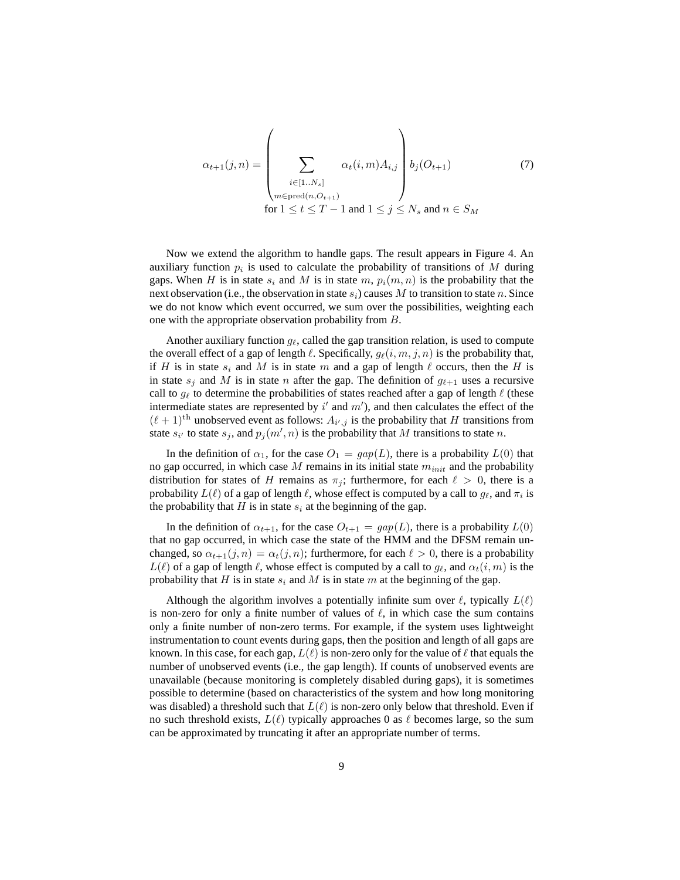$$\alpha_{t+1}(j,n) = \left( \sum_{\substack{i \in [1..N_s] \\ m \in \mathrm{pred}(n, O_{t+1})}} \alpha_t(i,m) A_{i,j} \right) b_j(O_{t+1}) \tag{7}$$

$$\text{for } 1 \leq t \leq T-1 \text{ and } 1 \leq j \leq N_s \text{ and } n \in S_M$$

Now we extend the algorithm to handle gaps. The result appears in Figure 4. An auxiliary function $p_i$ is used to calculate the probability of transitions of $M$ during gaps. When $H$ is in state $s_i$ and $M$ is in state $m$, $p_i(m,n)$ is the probability that the next observation (i.e., the observation in state $s_i$) causes $M$ to transition to state $n$. Since we do not know which event occurred, we sum over the possibilities, weighting each one with the appropriate observation probability from $B$.

Another auxiliary function $g_\ell$, called the gap transition relation, is used to compute the overall effect of a gap of length $\ell$. Specifically, $g_\ell(i,m,j,n)$ is the probability that, if $H$ is in state $s_i$ and $M$ is in state $m$ and a gap of length $\ell$ occurs, then the $H$ is in state $s_j$ and $M$ is in state $n$ after the gap. The definition of $g_{\ell+1}$ uses a recursive call to $g_\ell$ to determine the probabilities of states reached after a gap of length $\ell$ (these intermediate states are represented by $i'$ and $m'$), and then calculates the effect of the $(\ell+1)^{\text{th}}$ unobserved event as follows: $A_{i',j}$ is the probability that $H$ transitions from state $s_{i'}$ to state $s_j$, and $p_j(m',n)$ is the probability that $M$ transitions to state $n$.

In the definition of $\alpha_1$, for the case $O_1 = gap(L)$, there is a probability $L(0)$ that no gap occurred, in which case $M$ remains in its initial state $m_{init}$ and the probability distribution for states of $H$ remains as $\pi_j$; furthermore, for each $\ell > 0$, there is a probability $L(\ell)$ of a gap of length $\ell$, whose effect is computed by a call to $g_\ell$, and $\pi_i$ is the probability that $H$ is in state $s_i$ at the beginning of the gap.

In the definition of $\alpha_{t+1}$, for the case $O_{t+1} = gap(L)$, there is a probability $L(0)$ that no gap occurred, in which case the state of the HMM and the DFSM remain unchanged, so $\alpha_{t+1}(j,n) = \alpha_t(j,n)$; furthermore, for each $\ell > 0$, there is a probability $L(\ell)$ of a gap of length $\ell$, whose effect is computed by a call to $g_\ell$, and $\alpha_t(i,m)$ is the probability that $H$ is in state $s_i$ and $M$ is in state $m$ at the beginning of the gap.

Although the algorithm involves a potentially infinite sum over $\ell$, typically $L(\ell)$ is non-zero for only a finite number of values of $\ell$, in which case the sum contains only a finite number of non-zero terms. For example, if the system uses lightweight instrumentation to count events during gaps, then the position and length of all gaps are known. In this case, for each gap, $L(\ell)$ is non-zero only for the value of $\ell$ that equals the number of unobserved events (i.e., the gap length). If counts of unobserved events are unavailable (because monitoring is completely disabled during gaps), it is sometimes possible to determine (based on characteristics of the system and how long monitoring was disabled) a threshold such that $L(\ell)$ is non-zero only below that threshold. Even if no such threshold exists, $L(\ell)$ typically approaches 0 as $\ell$ becomes large, so the sum can be approximated by truncating it after an appropriate number of terms.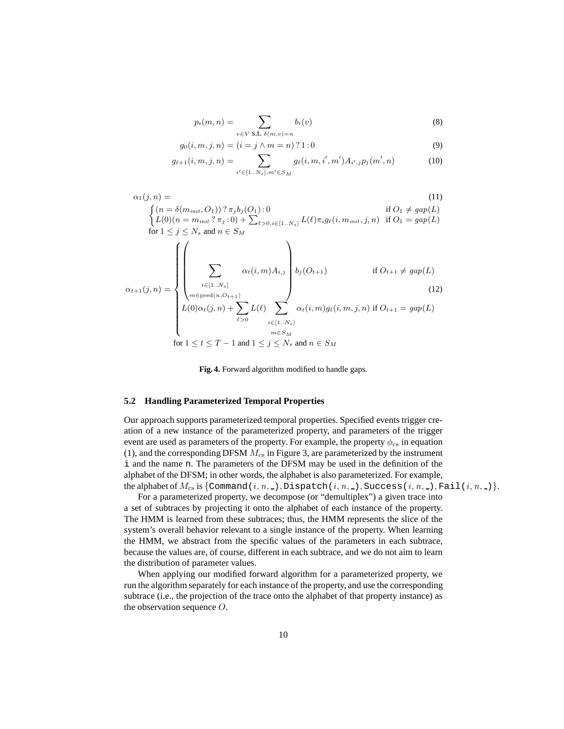$$p_i(m, n) = \sum_{v \in V \text{ s.t. } \delta(m,v)=n} b_i(v) \tag{8}$$

$$g_0(i, m, j, n) = (i = j \wedge m = n) \,?\, 1 : 0 \tag{9}$$

$$g_{\ell+1}(i, m, j, n) = \sum_{i' \in [1..N_s], m' \in S_M} g_\ell(i, m, i', m') A_{i',j} p_j(m', n) \tag{10}$$

$$\alpha_1(j, n) = \tag{11}$$

$$\begin{cases} (n = \delta(m_{init}, O_1)) \,?\, \pi_j b_j(O_1) : 0 & \text{if } O_1 \neq gap(L) \\ L(0)(n = m_{init} \,?\, \pi_j : 0) + \sum_{\ell > 0, i \in [1..N_s]} L(\ell) \pi_i g_\ell(i, m_{init}, j, n) & \text{if } O_1 = gap(L) \end{cases}$$

for $1 \leq j \leq N_s$ and $n \in S_M$

$$\alpha_{t+1}(j, n) = \begin{cases} \left( \sum_{\substack{i \in [1..N_s] \\ m \in \text{pred}(n, O_{t+1})}} \alpha_t(i, m) A_{i,j} \right) b_j(O_{t+1}) & \text{if } O_{t+1} \neq gap(L) \\ L(0)\alpha_t(j, n) + \sum_{\ell > 0} L(\ell) \sum_{\substack{i \in [1..N_s] \\ m \in S_M}} \alpha_t(i, m) g_\ell(i, m, j, n) & \text{if } O_{t+1} = gap(L) \end{cases} \tag{12}$$

for $1 \leq t \leq T-1$ and $1 \leq j \leq N_s$ and $n \in S_M$

**Fig. 4.** Forward algorithm modified to handle gaps.

### 5.2 Handling Parameterized Temporal Properties

Our approach supports parameterized temporal properties. Specified events trigger creation of a new instance of the parameterized property, and parameters of the trigger event are used as parameters of the property. For example, the property $\phi_{\text{cs}}$ in equation (1), and the corresponding DFSM $M_{\text{cs}}$ in Figure 3, are parameterized by the instrument `i` and the name `n`. The parameters of the DFSM may be used in the definition of the alphabet of the DFSM; in other words, the alphabet is also parameterized. For example, the alphabet of $M_{\text{cs}}$ is $\{\texttt{Command}(i, n, \_), \texttt{Dispatch}(i, n, \_), \texttt{Success}(i, n, \_), \texttt{Fail}(i, n, \_)\}$.

For a parameterized property, we decompose (or "demultiplex") a given trace into a set of subtraces by projecting it onto the alphabet of each instance of the property. The HMM is learned from these subtraces; thus, the HMM represents the slice of the system's overall behavior relevant to a single instance of the property. When learning the HMM, we abstract from the specific values of the parameters in each subtrace, because the values are, of course, different in each subtrace, and we do not aim to learn the distribution of parameter values.

When applying our modified forward algorithm for a parameterized property, we run the algorithm separately for each instance of the property, and use the corresponding subtrace (i.e., the projection of the trace onto the alphabet of that property instance) as the observation sequence $O$.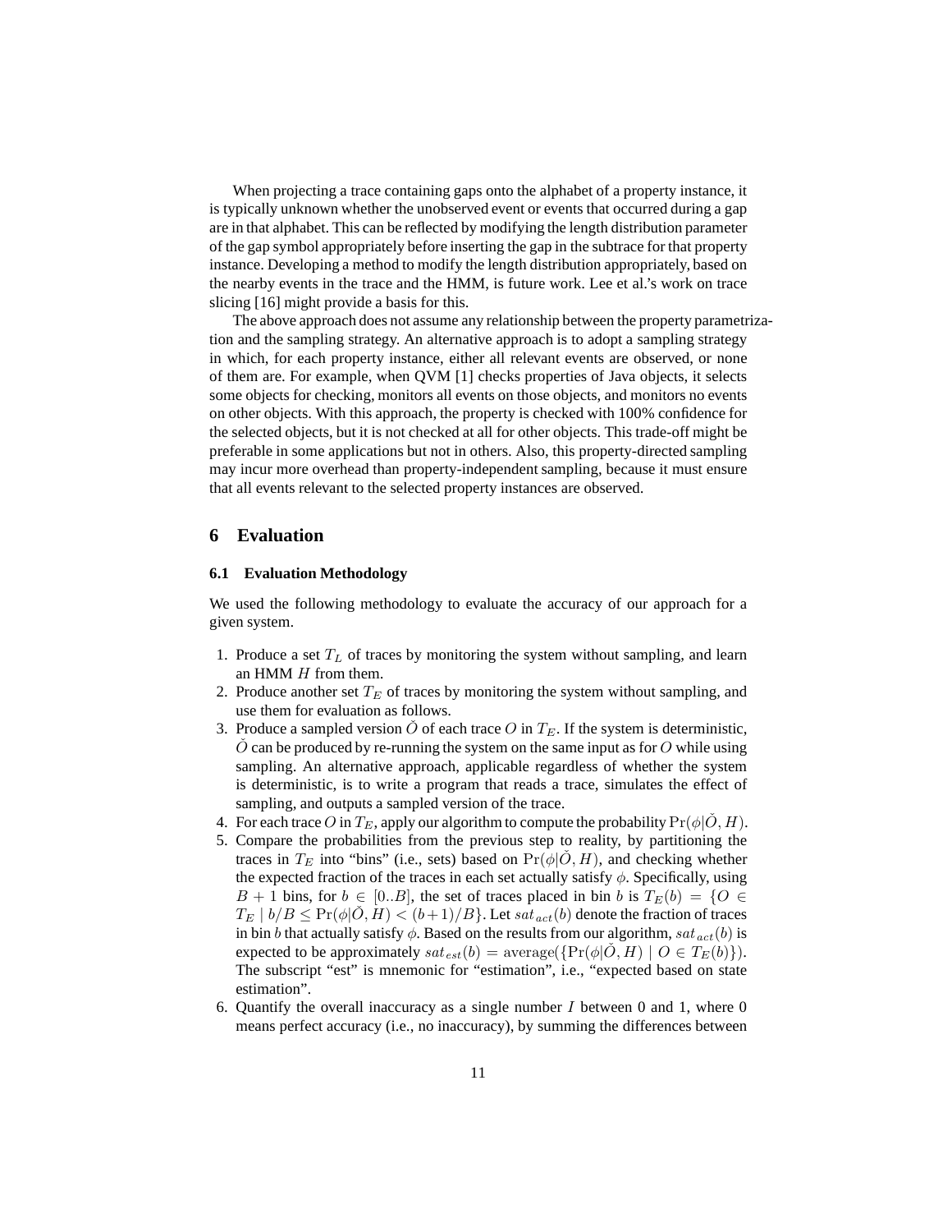When projecting a trace containing gaps onto the alphabet of a property instance, it is typically unknown whether the unobserved event or events that occurred during a gap are in that alphabet. This can be reflected by modifying the length distribution parameter of the gap symbol appropriately before inserting the gap in the subtrace for that property instance. Developing a method to modify the length distribution appropriately, based on the nearby events in the trace and the HMM, is future work. Lee et al.'s work on trace slicing [16] might provide a basis for this.

The above approach does not assume any relationship between the property parametrization and the sampling strategy. An alternative approach is to adopt a sampling strategy in which, for each property instance, either all relevant events are observed, or none of them are. For example, when QVM [1] checks properties of Java objects, it selects some objects for checking, monitors all events on those objects, and monitors no events on other objects. With this approach, the property is checked with 100% confidence for the selected objects, but it is not checked at all for other objects. This trade-off might be preferable in some applications but not in others. Also, this property-directed sampling may incur more overhead than property-independent sampling, because it must ensure that all events relevant to the selected property instances are observed.

## 6 Evaluation

### 6.1 Evaluation Methodology

We used the following methodology to evaluate the accuracy of our approach for a given system.

1. Produce a set $T_L$ of traces by monitoring the system without sampling, and learn an HMM $H$ from them.
2. Produce another set $T_E$ of traces by monitoring the system without sampling, and use them for evaluation as follows.
3. Produce a sampled version $\check{O}$ of each trace $O$ in $T_E$. If the system is deterministic, $\check{O}$ can be produced by re-running the system on the same input as for $O$ while using sampling. An alternative approach, applicable regardless of whether the system is deterministic, is to write a program that reads a trace, simulates the effect of sampling, and outputs a sampled version of the trace.
4. For each trace $O$ in $T_E$, apply our algorithm to compute the probability $\Pr(\phi|\check{O}, H)$.
5. Compare the probabilities from the previous step to reality, by partitioning the traces in $T_E$ into "bins" (i.e., sets) based on $\Pr(\phi|\check{O}, H)$, and checking whether the expected fraction of the traces in each set actually satisfy $\phi$. Specifically, using $B+1$ bins, for $b \in [0..B]$, the set of traces placed in bin $b$ is $T_E(b) = \{O \in T_E \mid b/B \leq \Pr(\phi|\check{O}, H) < (b+1)/B\}$. Let $sat_{act}(b)$ denote the fraction of traces in bin $b$ that actually satisfy $\phi$. Based on the results from our algorithm, $sat_{act}(b)$ is expected to be approximately $sat_{est}(b) = \text{average}(\{\Pr(\phi|\check{O}, H) \mid O \in T_E(b)\})$. The subscript "est" is mnemonic for "estimation", i.e., "expected based on state estimation".
6. Quantify the overall inaccuracy as a single number $I$ between 0 and 1, where 0 means perfect accuracy (i.e., no inaccuracy), by summing the differences between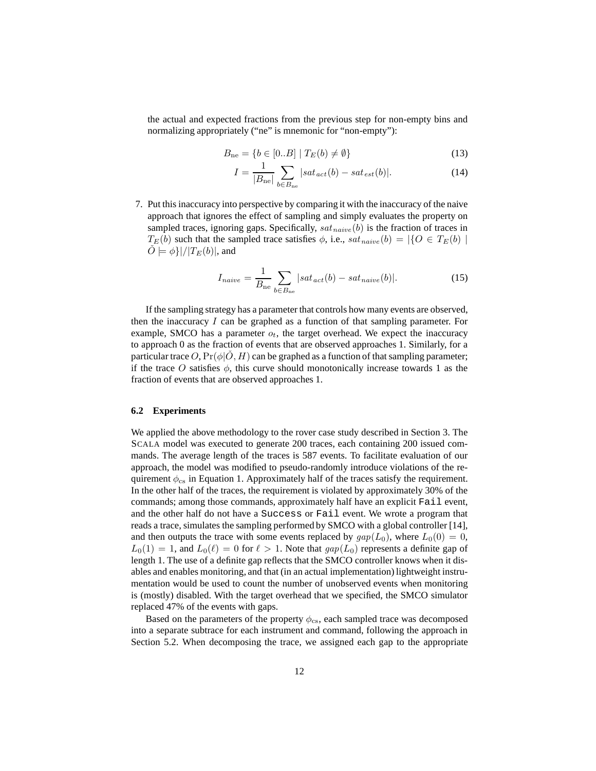the actual and expected fractions from the previous step for non-empty bins and normalizing appropriately ("ne" is mnemonic for "non-empty"):

$$B_{\rm ne} = \{b \in [0..B] \mid T_E(b) \neq \emptyset\} \tag{13}$$

$$I = \frac{1}{|B_{\rm ne}|} \sum_{b \in B_{\rm ne}} |sat_{act}(b) - sat_{est}(b)|. \tag{14}$$

7. Put this inaccuracy into perspective by comparing it with the inaccuracy of the naive approach that ignores the effect of sampling and simply evaluates the property on sampled traces, ignoring gaps. Specifically, $sat_{naive}(b)$ is the fraction of traces in $T_E(b)$ such that the sampled trace satisfies $\phi$, i.e., $sat_{naive}(b) = |\{O \in T_E(b) \mid \check{O} \models \phi\}|/|T_E(b)|$, and

$$I_{naive} = \frac{1}{B_{\rm ne}} \sum_{b \in B_{\rm ne}} |sat_{act}(b) - sat_{naive}(b)|. \tag{15}$$

If the sampling strategy has a parameter that controls how many events are observed, then the inaccuracy $I$ can be graphed as a function of that sampling parameter. For example, SMCO has a parameter $o_t$, the target overhead. We expect the inaccuracy to approach 0 as the fraction of events that are observed approaches 1. Similarly, for a particular trace $O$, $\Pr(\phi|\check{O}, H)$ can be graphed as a function of that sampling parameter; if the trace $O$ satisfies $\phi$, this curve should monotonically increase towards 1 as the fraction of events that are observed approaches 1.

### 6.2 Experiments

We applied the above methodology to the rover case study described in Section 3. The SCALA model was executed to generate 200 traces, each containing 200 issued commands. The average length of the traces is 587 events. To facilitate evaluation of our approach, the model was modified to pseudo-randomly introduce violations of the requirement $\phi_{\rm cs}$ in Equation 1. Approximately half of the traces satisfy the requirement. In the other half of the traces, the requirement is violated by approximately 30% of the commands; among those commands, approximately half have an explicit `Fail` event, and the other half do not have a `Success` or `Fail` event. We wrote a program that reads a trace, simulates the sampling performed by SMCO with a global controller [14], and then outputs the trace with some events replaced by $gap(L_0)$, where $L_0(0) = 0$, $L_0(1) = 1$, and $L_0(\ell) = 0$ for $\ell > 1$. Note that $gap(L_0)$ represents a definite gap of length 1. The use of a definite gap reflects that the SMCO controller knows when it disables and enables monitoring, and that (in an actual implementation) lightweight instrumentation would be used to count the number of unobserved events when monitoring is (mostly) disabled. With the target overhead that we specified, the SMCO simulator replaced 47% of the events with gaps.

Based on the parameters of the property $\phi_{\rm cs}$, each sampled trace was decomposed into a separate subtrace for each instrument and command, following the approach in Section 5.2. When decomposing the trace, we assigned each gap to the appropriate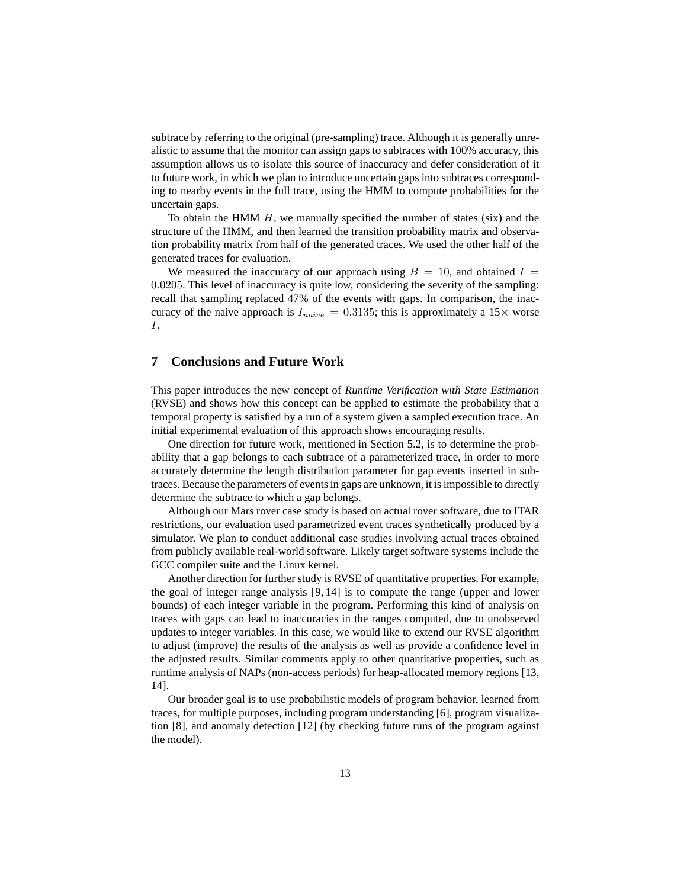subtrace by referring to the original (pre-sampling) trace. Although it is generally unrealistic to assume that the monitor can assign gaps to subtraces with 100% accuracy, this assumption allows us to isolate this source of inaccuracy and defer consideration of it to future work, in which we plan to introduce uncertain gaps into subtraces corresponding to nearby events in the full trace, using the HMM to compute probabilities for the uncertain gaps.

To obtain the HMM $H$, we manually specified the number of states (six) and the structure of the HMM, and then learned the transition probability matrix and observation probability matrix from half of the generated traces. We used the other half of the generated traces for evaluation.

We measured the inaccuracy of our approach using $B = 10$, and obtained $I = 0.0205$. This level of inaccuracy is quite low, considering the severity of the sampling: recall that sampling replaced 47% of the events with gaps. In comparison, the inaccuracy of the naive approach is $I_{naive} = 0.3135$; this is approximately a 15× worse $I$.

## 7 Conclusions and Future Work

This paper introduces the new concept of *Runtime Verification with State Estimation* (RVSE) and shows how this concept can be applied to estimate the probability that a temporal property is satisfied by a run of a system given a sampled execution trace. An initial experimental evaluation of this approach shows encouraging results.

One direction for future work, mentioned in Section 5.2, is to determine the probability that a gap belongs to each subtrace of a parameterized trace, in order to more accurately determine the length distribution parameter for gap events inserted in subtraces. Because the parameters of events in gaps are unknown, it is impossible to directly determine the subtrace to which a gap belongs.

Although our Mars rover case study is based on actual rover software, due to ITAR restrictions, our evaluation used parametrized event traces synthetically produced by a simulator. We plan to conduct additional case studies involving actual traces obtained from publicly available real-world software. Likely target software systems include the GCC compiler suite and the Linux kernel.

Another direction for further study is RVSE of quantitative properties. For example, the goal of integer range analysis [9, 14] is to compute the range (upper and lower bounds) of each integer variable in the program. Performing this kind of analysis on traces with gaps can lead to inaccuracies in the ranges computed, due to unobserved updates to integer variables. In this case, we would like to extend our RVSE algorithm to adjust (improve) the results of the analysis as well as provide a confidence level in the adjusted results. Similar comments apply to other quantitative properties, such as runtime analysis of NAPs (non-access periods) for heap-allocated memory regions [13, 14].

Our broader goal is to use probabilistic models of program behavior, learned from traces, for multiple purposes, including program understanding [6], program visualization [8], and anomaly detection [12] (by checking future runs of the program against the model).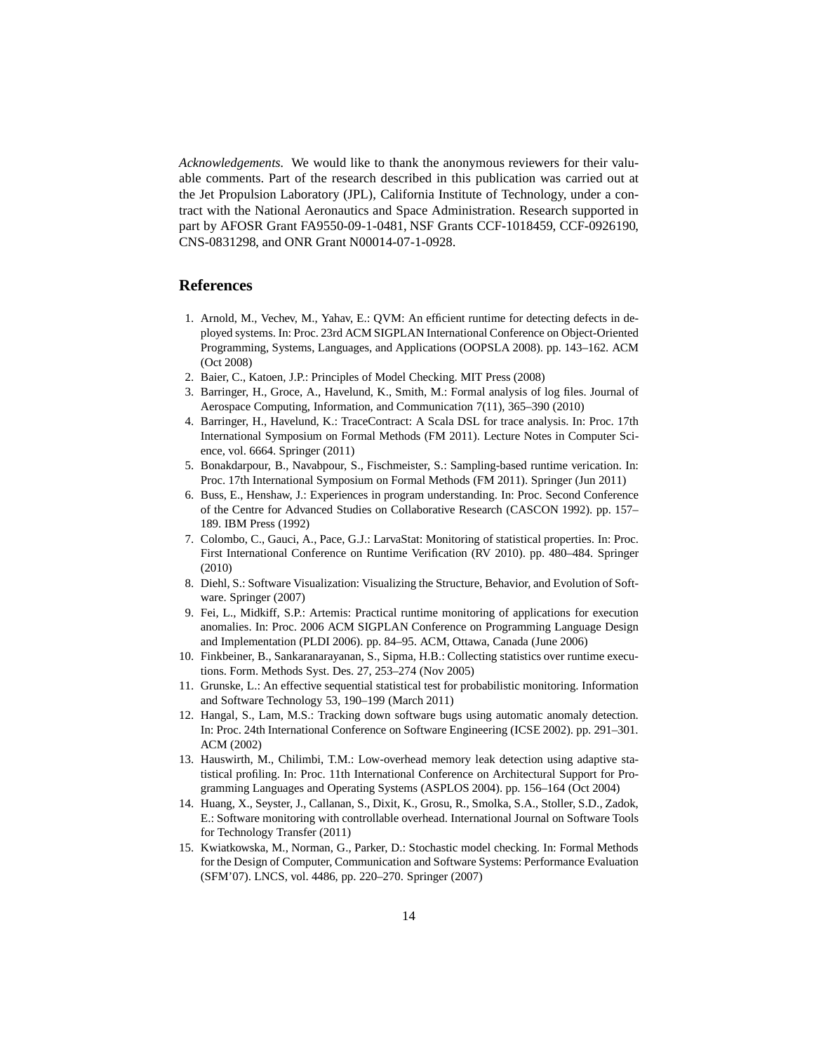*Acknowledgements.* We would like to thank the anonymous reviewers for their valuable comments. Part of the research described in this publication was carried out at the Jet Propulsion Laboratory (JPL), California Institute of Technology, under a contract with the National Aeronautics and Space Administration. Research supported in part by AFOSR Grant FA9550-09-1-0481, NSF Grants CCF-1018459, CCF-0926190, CNS-0831298, and ONR Grant N00014-07-1-0928.

## References

1. Arnold, M., Vechev, M., Yahav, E.: QVM: An efficient runtime for detecting defects in deployed systems. In: Proc. 23rd ACM SIGPLAN International Conference on Object-Oriented Programming, Systems, Languages, and Applications (OOPSLA 2008). pp. 143–162. ACM (Oct 2008)
2. Baier, C., Katoen, J.P.: Principles of Model Checking. MIT Press (2008)
3. Barringer, H., Groce, A., Havelund, K., Smith, M.: Formal analysis of log files. Journal of Aerospace Computing, Information, and Communication 7(11), 365–390 (2010)
4. Barringer, H., Havelund, K.: TraceContract: A Scala DSL for trace analysis. In: Proc. 17th International Symposium on Formal Methods (FM 2011). Lecture Notes in Computer Science, vol. 6664. Springer (2011)
5. Bonakdarpour, B., Navabpour, S., Fischmeister, S.: Sampling-based runtime verication. In: Proc. 17th International Symposium on Formal Methods (FM 2011). Springer (Jun 2011)
6. Buss, E., Henshaw, J.: Experiences in program understanding. In: Proc. Second Conference of the Centre for Advanced Studies on Collaborative Research (CASCON 1992). pp. 157–189. IBM Press (1992)
7. Colombo, C., Gauci, A., Pace, G.J.: LarvaStat: Monitoring of statistical properties. In: Proc. First International Conference on Runtime Verification (RV 2010). pp. 480–484. Springer (2010)
8. Diehl, S.: Software Visualization: Visualizing the Structure, Behavior, and Evolution of Software. Springer (2007)
9. Fei, L., Midkiff, S.P.: Artemis: Practical runtime monitoring of applications for execution anomalies. In: Proc. 2006 ACM SIGPLAN Conference on Programming Language Design and Implementation (PLDI 2006). pp. 84–95. ACM, Ottawa, Canada (June 2006)
10. Finkbeiner, B., Sankaranarayanan, S., Sipma, H.B.: Collecting statistics over runtime executions. Form. Methods Syst. Des. 27, 253–274 (Nov 2005)
11. Grunske, L.: An effective sequential statistical test for probabilistic monitoring. Information and Software Technology 53, 190–199 (March 2011)
12. Hangal, S., Lam, M.S.: Tracking down software bugs using automatic anomaly detection. In: Proc. 24th International Conference on Software Engineering (ICSE 2002). pp. 291–301. ACM (2002)
13. Hauswirth, M., Chilimbi, T.M.: Low-overhead memory leak detection using adaptive statistical profiling. In: Proc. 11th International Conference on Architectural Support for Programming Languages and Operating Systems (ASPLOS 2004). pp. 156–164 (Oct 2004)
14. Huang, X., Seyster, J., Callanan, S., Dixit, K., Grosu, R., Smolka, S.A., Stoller, S.D., Zadok, E.: Software monitoring with controllable overhead. International Journal on Software Tools for Technology Transfer (2011)
15. Kwiatkowska, M., Norman, G., Parker, D.: Stochastic model checking. In: Formal Methods for the Design of Computer, Communication and Software Systems: Performance Evaluation (SFM'07). LNCS, vol. 4486, pp. 220–270. Springer (2007)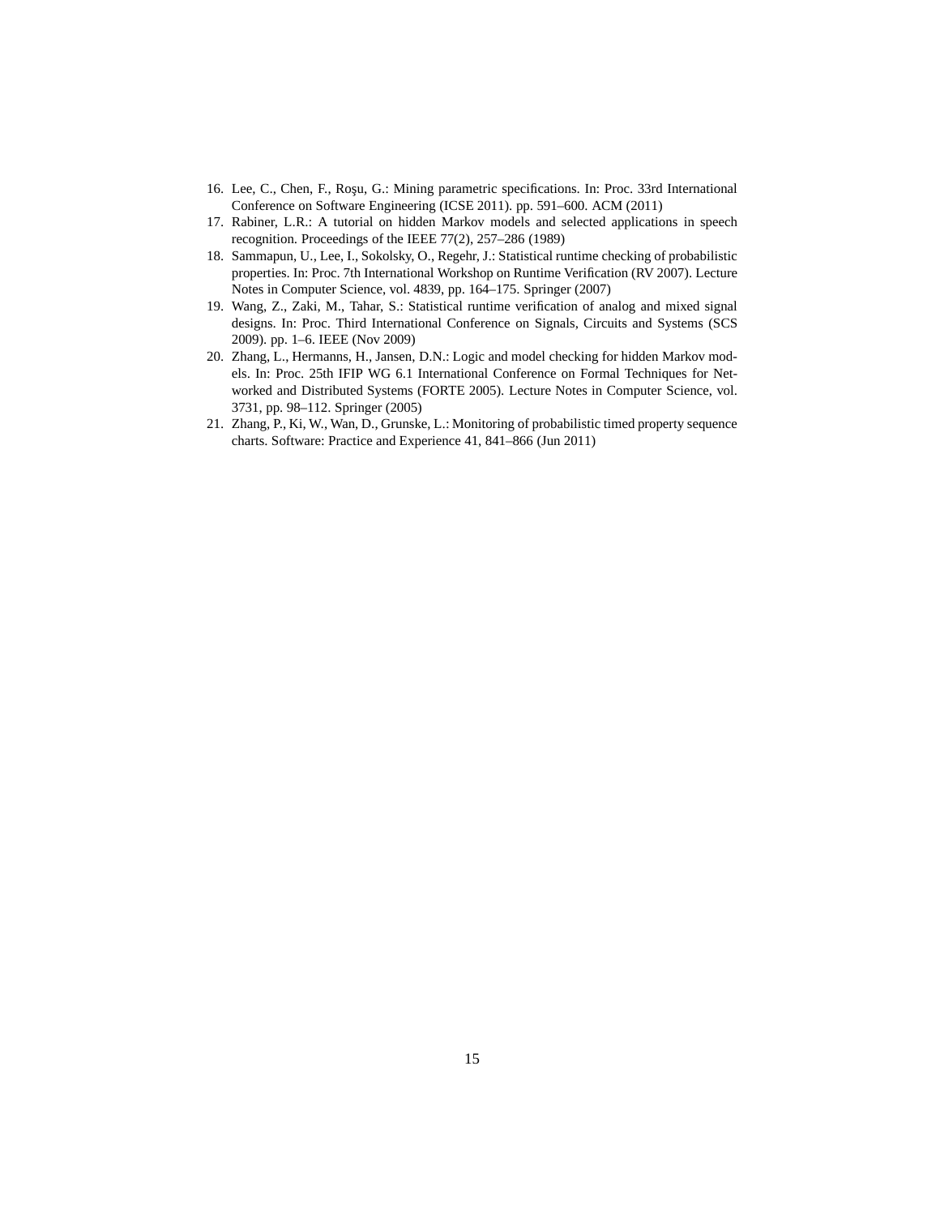16. Lee, C., Chen, F., Roşu, G.: Mining parametric specifications. In: Proc. 33rd International Conference on Software Engineering (ICSE 2011). pp. 591–600. ACM (2011)
17. Rabiner, L.R.: A tutorial on hidden Markov models and selected applications in speech recognition. Proceedings of the IEEE 77(2), 257–286 (1989)
18. Sammapun, U., Lee, I., Sokolsky, O., Regehr, J.: Statistical runtime checking of probabilistic properties. In: Proc. 7th International Workshop on Runtime Verification (RV 2007). Lecture Notes in Computer Science, vol. 4839, pp. 164–175. Springer (2007)
19. Wang, Z., Zaki, M., Tahar, S.: Statistical runtime verification of analog and mixed signal designs. In: Proc. Third International Conference on Signals, Circuits and Systems (SCS 2009). pp. 1–6. IEEE (Nov 2009)
20. Zhang, L., Hermanns, H., Jansen, D.N.: Logic and model checking for hidden Markov models. In: Proc. 25th IFIP WG 6.1 International Conference on Formal Techniques for Networked and Distributed Systems (FORTE 2005). Lecture Notes in Computer Science, vol. 3731, pp. 98–112. Springer (2005)
21. Zhang, P., Ki, W., Wan, D., Grunske, L.: Monitoring of probabilistic timed property sequence charts. Software: Practice and Experience 41, 841–866 (Jun 2011)